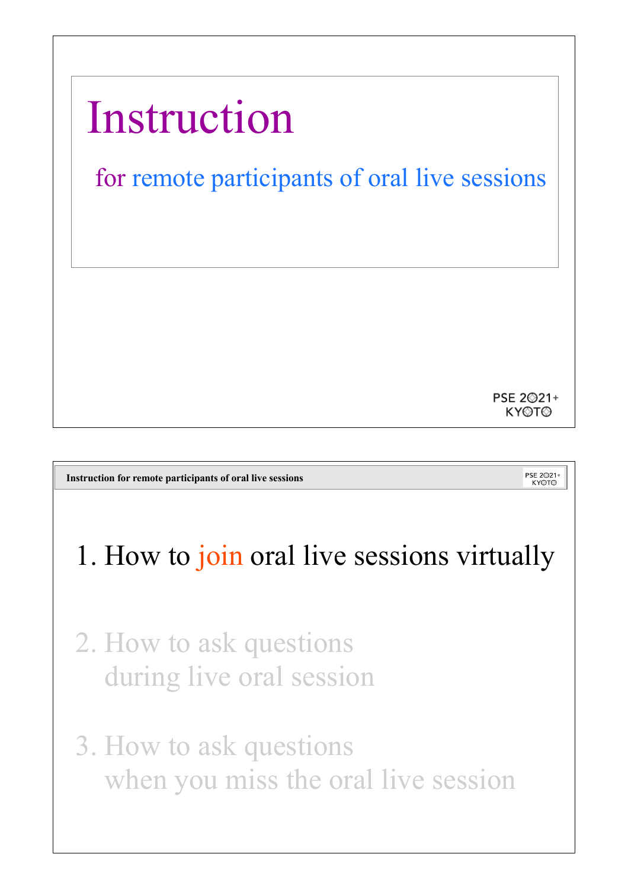# Instruction

for remote participants of oral live sessions

PSE 2021+
KYOTO

---

Instruction for remote participants of oral live sessions

1. How to join oral live sessions virtually

2. How to ask questions during live oral session

3. How to ask questions when you miss the oral live session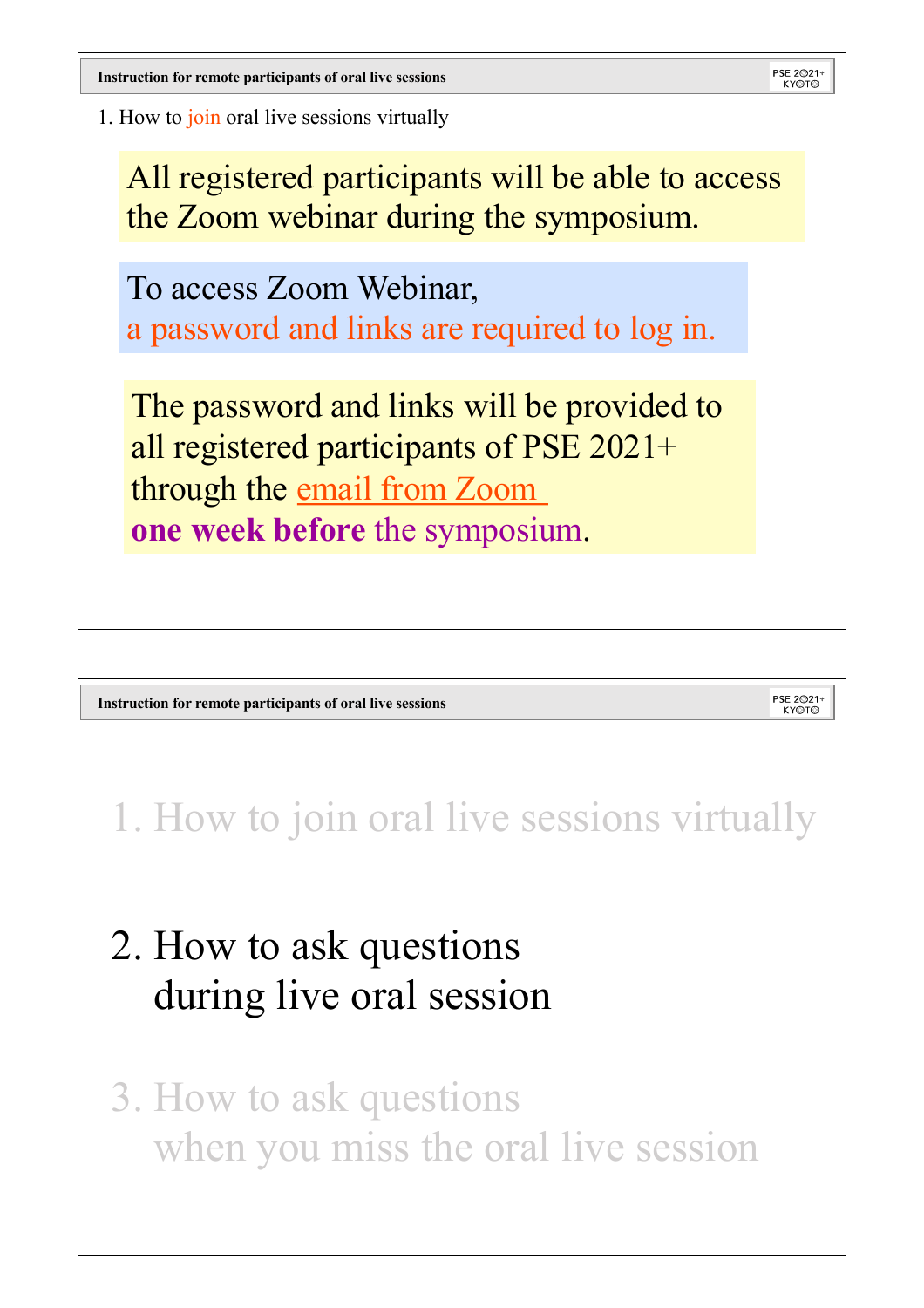## 1. How to join oral live sessions virtually

All registered participants will be able to access the Zoom webinar during the symposium.

To access Zoom Webinar,
a password and links are required to log in.

The password and links will be provided to all registered participants of PSE 2021+ through the email from Zoom **one week before** the symposium.

---

1. How to join oral live sessions virtually

## 2. How to ask questions during live oral session

3. How to ask questions when you miss the oral live session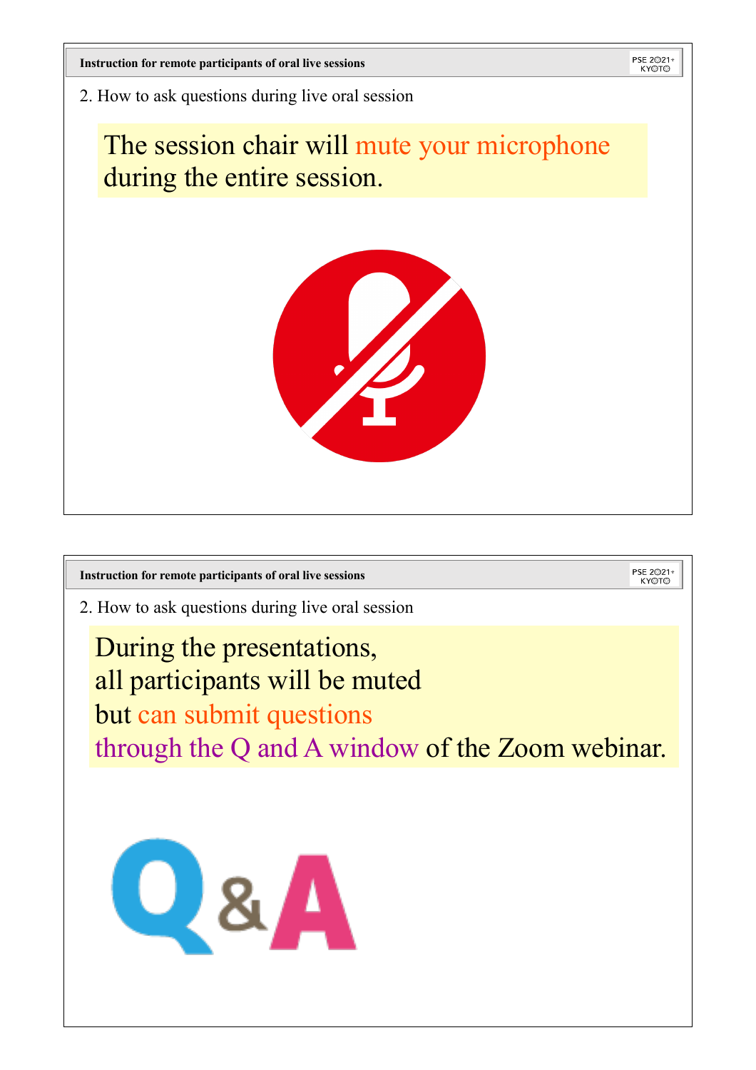2. How to ask questions during live oral session

The session chair will mute your microphone during the entire session.

2. How to ask questions during live oral session

During the presentations,
all participants will be muted
but can submit questions
through the Q and A window of the Zoom webinar.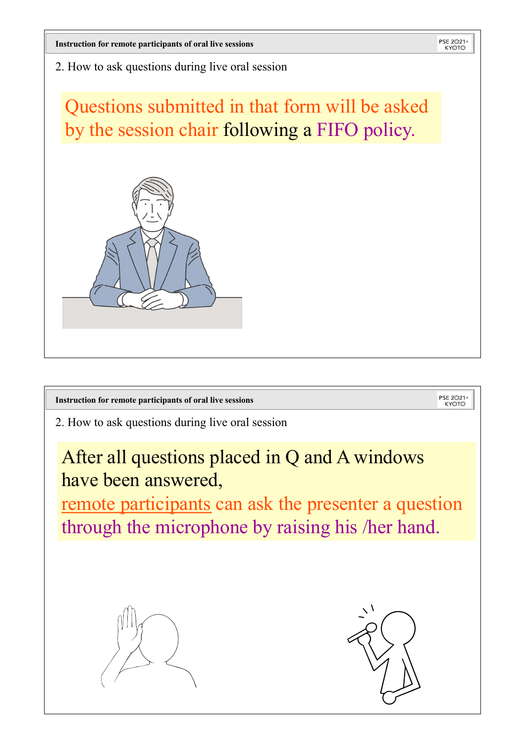## 2. How to ask questions during live oral session

Questions submitted in that form will be asked by the session chair following a FIFO policy.

## 2. How to ask questions during live oral session

After all questions placed in Q and A windows have been answered,
remote participants can ask the presenter a question through the microphone by raising his /her hand.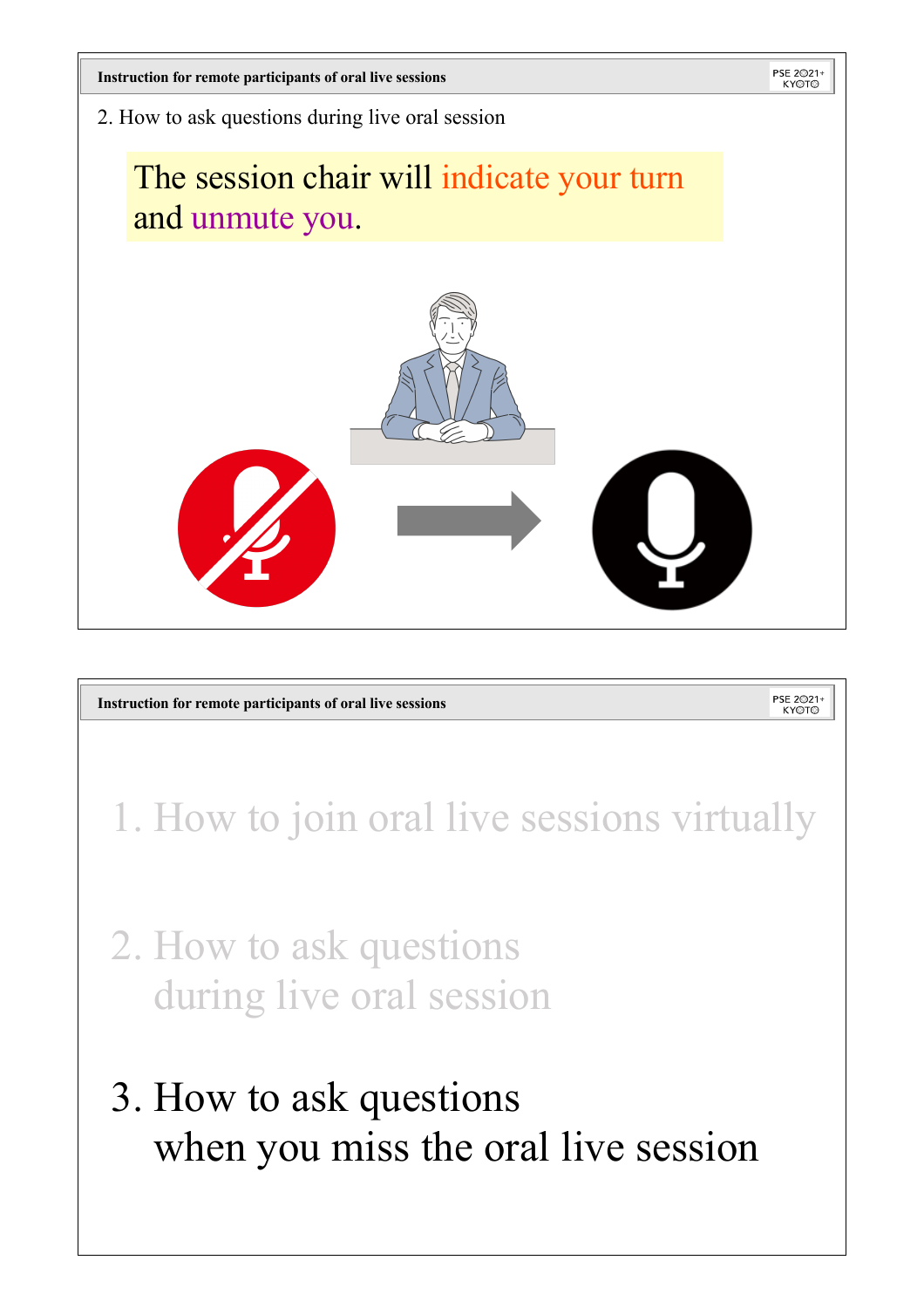2. How to ask questions during live oral session

The session chair will indicate your turn and unmute you.

1. How to join oral live sessions virtually

2. How to ask questions during live oral session

3. How to ask questions when you miss the oral live session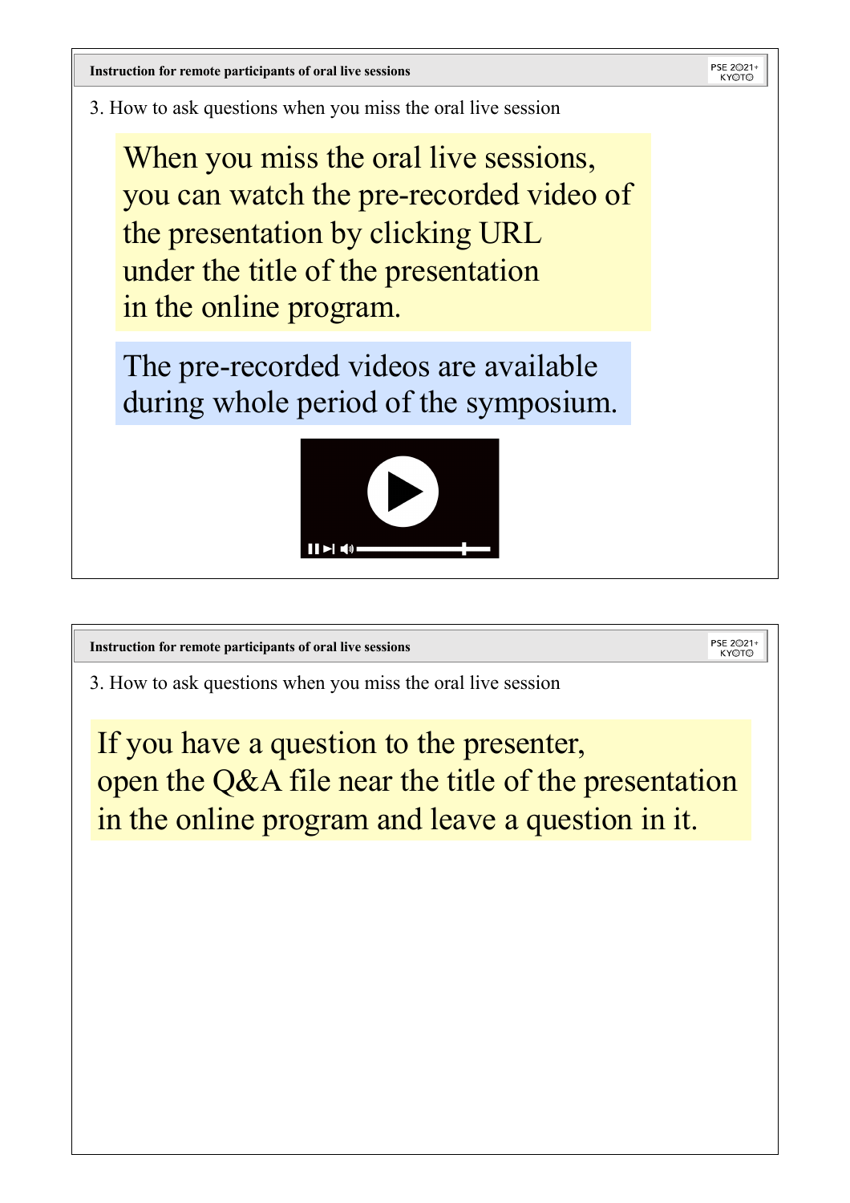**Instruction for remote participants of oral live sessions**

3. How to ask questions when you miss the oral live session

When you miss the oral live sessions, you can watch the pre-recorded video of the presentation by clicking URL under the title of the presentation in the online program.

The pre-recorded videos are available during whole period of the symposium.

**Instruction for remote participants of oral live sessions**

3. How to ask questions when you miss the oral live session

If you have a question to the presenter, open the Q&A file near the title of the presentation in the online program and leave a question in it.